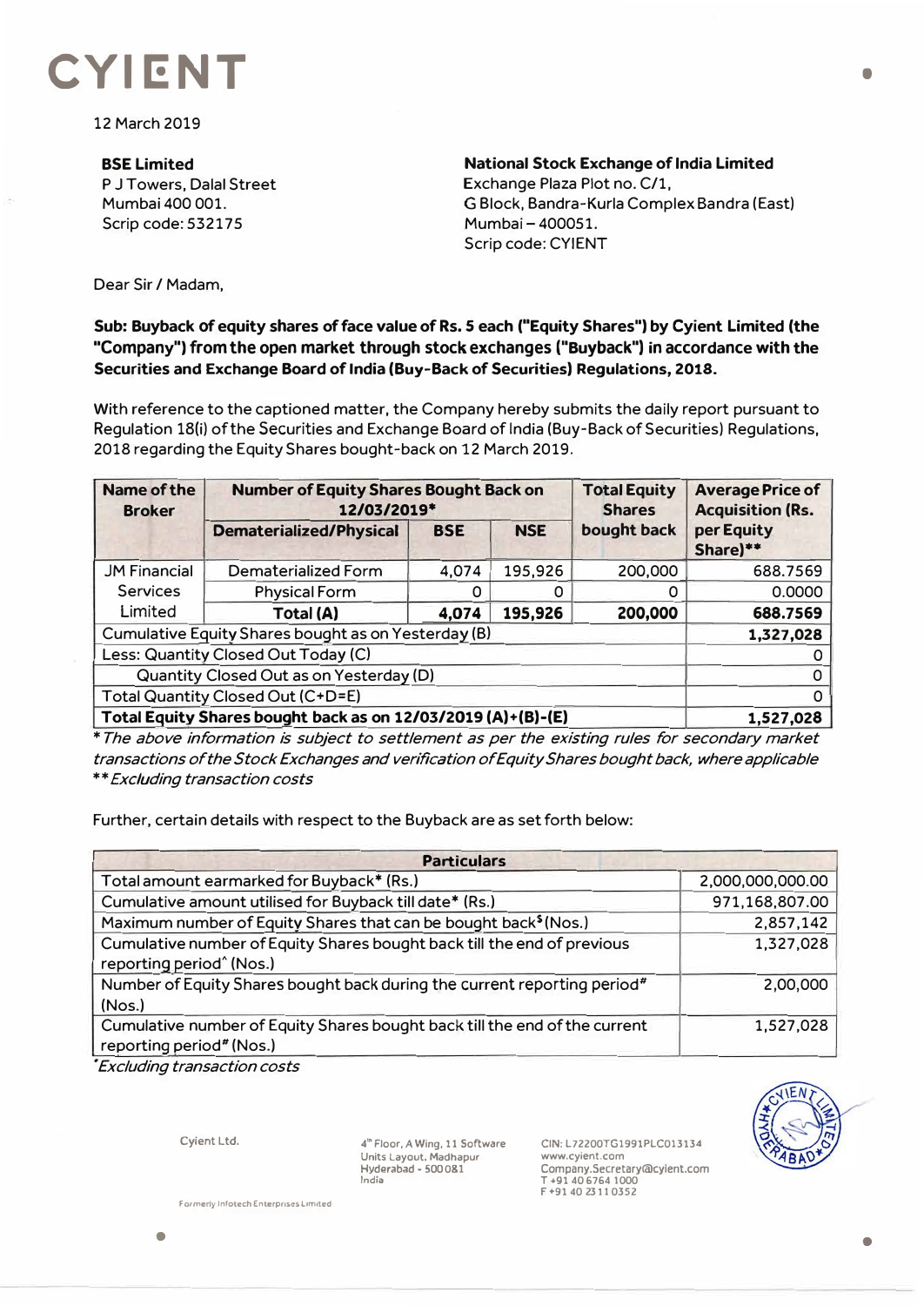# CYIENT

12 March 2019

**BSE Limited**
P J Towers, Dalal Street
Mumbai 400 001.
Scrip code: 532175

**National Stock Exchange of India Limited**
Exchange Plaza Plot no. C/1,
G Block, Bandra-Kurla Complex Bandra (East)
Mumbai – 400051.
Scrip code: CYIENT

Dear Sir / Madam,

**Sub: Buyback of equity shares of face value of Rs. 5 each ("Equity Shares") by Cyient Limited (the "Company") from the open market through stock exchanges ("Buyback") in accordance with the Securities and Exchange Board of India (Buy-Back of Securities) Regulations, 2018.**

With reference to the captioned matter, the Company hereby submits the daily report pursuant to Regulation 18(i) of the Securities and Exchange Board of India (Buy-Back of Securities) Regulations, 2018 regarding the Equity Shares bought-back on 12 March 2019.

| Name of the Broker | Number of Equity Shares Bought Back on 12/03/2019* | | | Total Equity Shares bought back | Average Price of Acquisition (Rs. per Equity Share)** |
|---|---|---|---|---|---|
| | Dematerialized/Physical | BSE | NSE | | |
| JM Financial Services Limited | Dematerialized Form | 4,074 | 195,926 | 200,000 | 688.7569 |
| | Physical Form | 0 | 0 | 0 | 0.0000 |
| | **Total (A)** | **4,074** | **195,926** | **200,000** | **688.7569** |
| Cumulative Equity Shares bought as on Yesterday (B) | | | | | **1,327,028** |
| Less: Quantity Closed Out Today (C) | | | | | 0 |
| Quantity Closed Out as on Yesterday (D) | | | | | 0 |
| Total Quantity Closed Out (C+D=E) | | | | | 0 |
| **Total Equity Shares bought back as on 12/03/2019 (A)+(B)-(E)** | | | | | **1,527,028** |

*\* The above information is subject to settlement as per the existing rules for secondary market transactions of the Stock Exchanges and verification of Equity Shares bought back, where applicable*
*\*\* Excluding transaction costs*

Further, certain details with respect to the Buyback are as set forth below:

| Particulars | |
|---|---|
| Total amount earmarked for Buyback* (Rs.) | 2,000,000,000.00 |
| Cumulative amount utilised for Buyback till date* (Rs.) | 971,168,807.00 |
| Maximum number of Equity Shares that can be bought back$ (Nos.) | 2,857,142 |
| Cumulative number of Equity Shares bought back till the end of previous reporting period^ (Nos.) | 1,327,028 |
| Number of Equity Shares bought back during the current reporting period# (Nos.) | 2,00,000 |
| Cumulative number of Equity Shares bought back till the end of the current reporting period# (Nos.) | 1,527,028 |

*\*Excluding transaction costs*

Cyient Ltd.

4th Floor, A Wing, 11 Software Units Layout, Madhapur Hyderabad - 500 081 India

CIN: L72200TG1991PLC013134
www.cyient.com
Company.Secretary@cyient.com
T +91 40 6764 1000
F +91 40 2311 0352

Formerly Infotech Enterprises Limited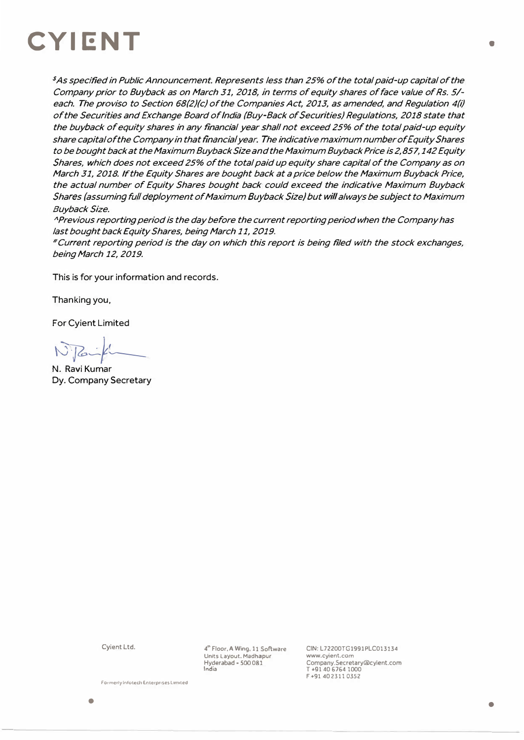*$As specified in Public Announcement. Represents less than 25% of the total paid-up capital of the Company prior to Buyback as on March 31, 2018, in terms of equity shares of face value of Rs. 5/- each. The proviso to Section 68(2)(c) of the Companies Act, 2013, as amended, and Regulation 4(i) of the Securities and Exchange Board of India (Buy-Back of Securities) Regulations, 2018 state that the buyback of equity shares in any financial year shall not exceed 25% of the total paid-up equity share capital of the Company in that financial year. The indicative maximum number of Equity Shares to be bought back at the Maximum Buyback Size and the Maximum Buyback Price is 2,857,142 Equity Shares, which does not exceed 25% of the total paid up equity share capital of the Company as on March 31, 2018. If the Equity Shares are bought back at a price below the Maximum Buyback Price, the actual number of Equity Shares bought back could exceed the indicative Maximum Buyback Shares (assuming full deployment of Maximum Buyback Size) but will always be subject to Maximum Buyback Size.*

*^Previous reporting period is the day before the current reporting period when the Company has last bought back Equity Shares, being March 11, 2019.*

*#Current reporting period is the day on which this report is being filed with the stock exchanges, being March 12, 2019.*

This is for your information and records.

Thanking you,

For Cyient Limited

N. Ravi Kumar
Dy. Company Secretary

Cyient Ltd.

Formerly Infotech Enterprises Limited

4th Floor, A Wing, 11 Software Units Layout, Madhapur Hyderabad - 500 081 India

CIN: L72200TG1991PLC013134
www.cyient.com
Company.Secretary@cyient.com
T +91 40 6764 1000
F +91 40 2311 0352